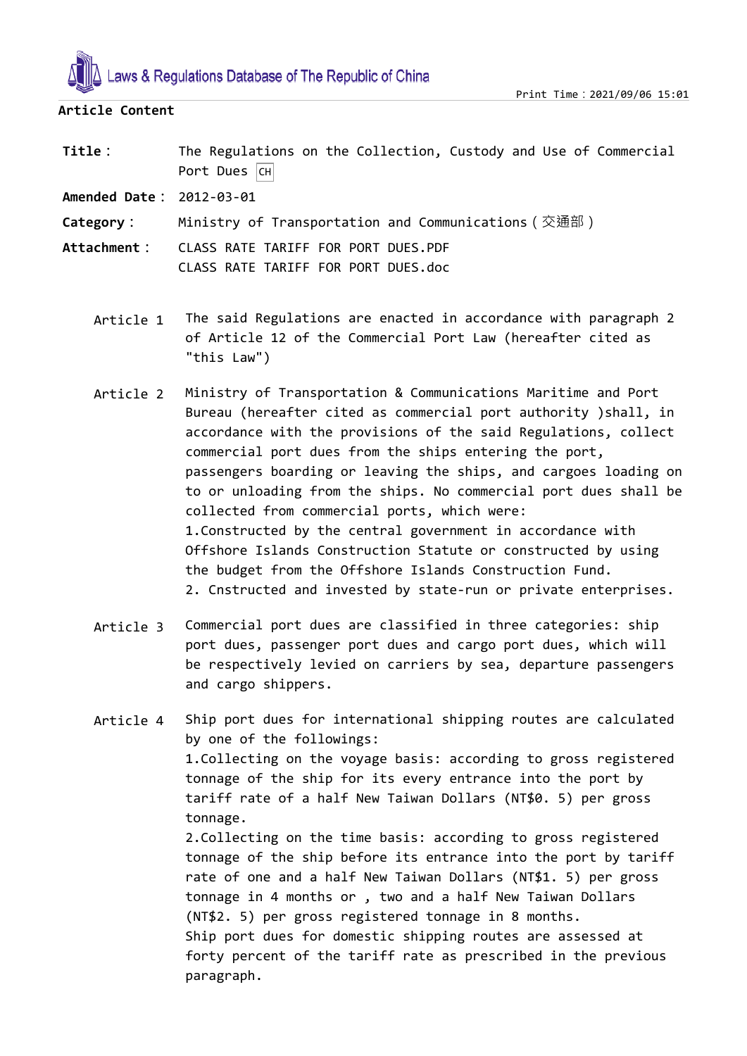**Article Content**

**Title**: The Regulations on the Collection, Custody and Use of Commercial Port Dues CH

**Amended Date**: 2012-03-01

**Category**: Ministry of Transportation and Communications（交通部）

**Attachment**: CLASS RATE TARIFF FOR PORT DUES.PDF
CLASS RATE TARIFF FOR PORT DUES.doc

Article 1 The said Regulations are enacted in accordance with paragraph 2 of Article 12 of the Commercial Port Law (hereafter cited as "this Law")

Article 2 Ministry of Transportation & Communications Maritime and Port Bureau (hereafter cited as commercial port authority )shall, in accordance with the provisions of the said Regulations, collect commercial port dues from the ships entering the port, passengers boarding or leaving the ships, and cargoes loading on to or unloading from the ships. No commercial port dues shall be collected from commercial ports, which were:
1.Constructed by the central government in accordance with Offshore Islands Construction Statute or constructed by using the budget from the Offshore Islands Construction Fund.
2. Cnstructed and invested by state-run or private enterprises.

Article 3 Commercial port dues are classified in three categories: ship port dues, passenger port dues and cargo port dues, which will be respectively levied on carriers by sea, departure passengers and cargo shippers.

Article 4 Ship port dues for international shipping routes are calculated by one of the followings:
1.Collecting on the voyage basis: according to gross registered tonnage of the ship for its every entrance into the port by tariff rate of a half New Taiwan Dollars (NT$0. 5) per gross tonnage.
2.Collecting on the time basis: according to gross registered tonnage of the ship before its entrance into the port by tariff rate of one and a half New Taiwan Dollars (NT$1. 5) per gross tonnage in 4 months or , two and a half New Taiwan Dollars (NT$2. 5) per gross registered tonnage in 8 months.
Ship port dues for domestic shipping routes are assessed at forty percent of the tariff rate as prescribed in the previous paragraph.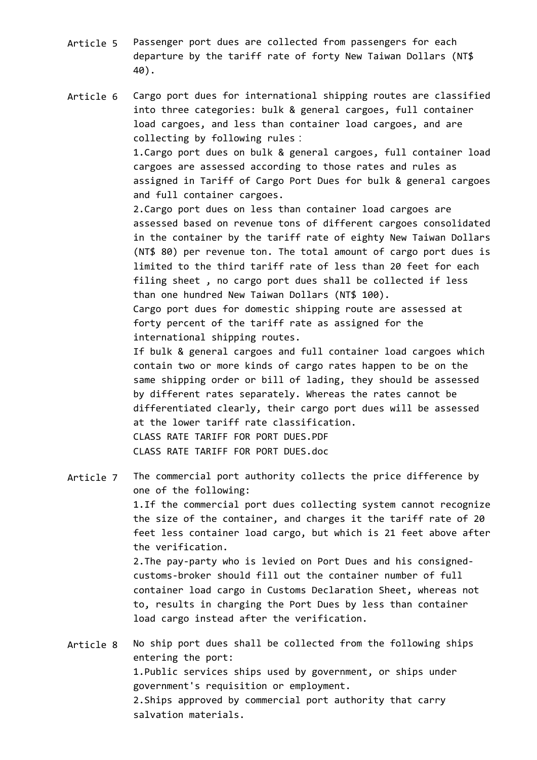Article 5 Passenger port dues are collected from passengers for each departure by the tariff rate of forty New Taiwan Dollars (NT$ 40).

Article 6 Cargo port dues for international shipping routes are classified into three categories: bulk & general cargoes, full container load cargoes, and less than container load cargoes, and are collecting by following rules：

1.Cargo port dues on bulk & general cargoes, full container load cargoes are assessed according to those rates and rules as assigned in Tariff of Cargo Port Dues for bulk & general cargoes and full container cargoes.

2.Cargo port dues on less than container load cargoes are assessed based on revenue tons of different cargoes consolidated in the container by the tariff rate of eighty New Taiwan Dollars (NT$ 80) per revenue ton. The total amount of cargo port dues is limited to the third tariff rate of less than 20 feet for each filing sheet , no cargo port dues shall be collected if less than one hundred New Taiwan Dollars (NT$ 100).

Cargo port dues for domestic shipping route are assessed at forty percent of the tariff rate as assigned for the international shipping routes.

If bulk & general cargoes and full container load cargoes which contain two or more kinds of cargo rates happen to be on the same shipping order or bill of lading, they should be assessed by different rates separately. Whereas the rates cannot be differentiated clearly, their cargo port dues will be assessed at the lower tariff rate classification.

CLASS RATE TARIFF FOR PORT DUES.PDF

CLASS RATE TARIFF FOR PORT DUES.doc

Article 7 The commercial port authority collects the price difference by one of the following:

1.If the commercial port dues collecting system cannot recognize the size of the container, and charges it the tariff rate of 20 feet less container load cargo, but which is 21 feet above after the verification.

2.The pay-party who is levied on Port Dues and his consigned-customs-broker should fill out the container number of full container load cargo in Customs Declaration Sheet, whereas not to, results in charging the Port Dues by less than container load cargo instead after the verification.

Article 8 No ship port dues shall be collected from the following ships entering the port:

1.Public services ships used by government, or ships under government's requisition or employment.

2.Ships approved by commercial port authority that carry salvation materials.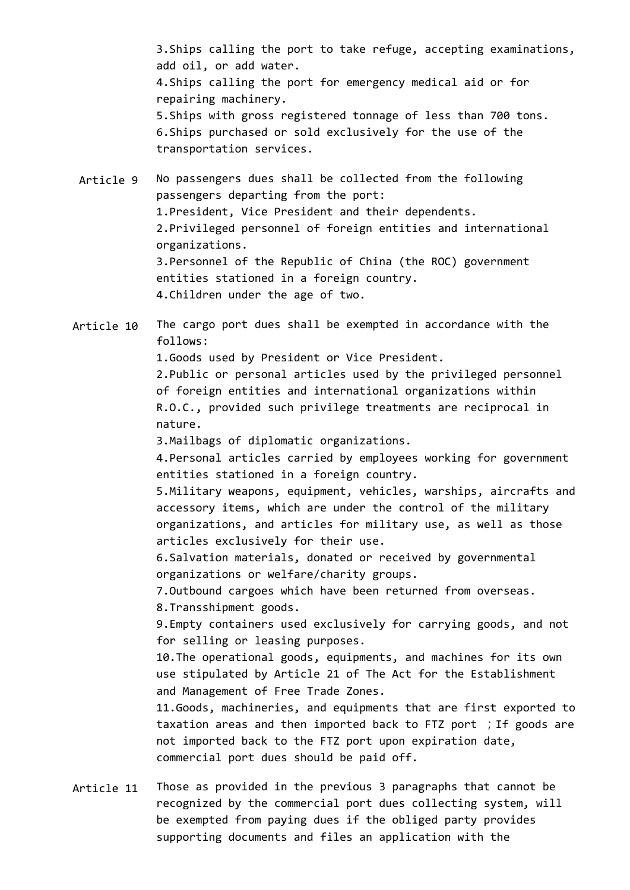3.Ships calling the port to take refuge, accepting examinations, add oil, or add water.
4.Ships calling the port for emergency medical aid or for repairing machinery.
5.Ships with gross registered tonnage of less than 700 tons.
6.Ships purchased or sold exclusively for the use of the transportation services.

**Article 9** No passengers dues shall be collected from the following passengers departing from the port:
1.President, Vice President and their dependents.
2.Privileged personnel of foreign entities and international organizations.
3.Personnel of the Republic of China (the ROC) government entities stationed in a foreign country.
4.Children under the age of two.

**Article 10** The cargo port dues shall be exempted in accordance with the follows:
1.Goods used by President or Vice President.
2.Public or personal articles used by the privileged personnel of foreign entities and international organizations within R.O.C., provided such privilege treatments are reciprocal in nature.
3.Mailbags of diplomatic organizations.
4.Personal articles carried by employees working for government entities stationed in a foreign country.
5.Military weapons, equipment, vehicles, warships, aircrafts and accessory items, which are under the control of the military organizations, and articles for military use, as well as those articles exclusively for their use.
6.Salvation materials, donated or received by governmental organizations or welfare/charity groups.
7.Outbound cargoes which have been returned from overseas.
8.Transshipment goods.
9.Empty containers used exclusively for carrying goods, and not for selling or leasing purposes.
10.The operational goods, equipments, and machines for its own use stipulated by Article 21 of The Act for the Establishment and Management of Free Trade Zones.
11.Goods, machineries, and equipments that are first exported to taxation areas and then imported back to FTZ port ；If goods are not imported back to the FTZ port upon expiration date, commercial port dues should be paid off.

**Article 11** Those as provided in the previous 3 paragraphs that cannot be recognized by the commercial port dues collecting system, will be exempted from paying dues if the obliged party provides supporting documents and files an application with the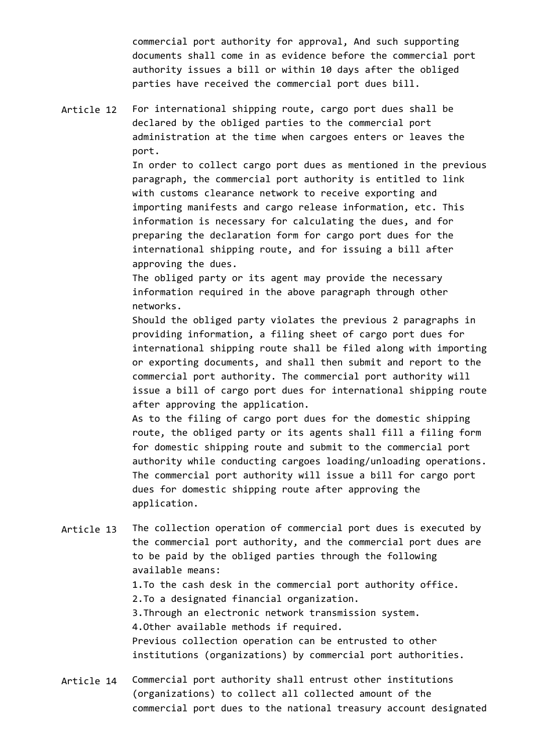commercial port authority for approval, And such supporting documents shall come in as evidence before the commercial port authority issues a bill or within 10 days after the obliged parties have received the commercial port dues bill.

**Article 12** For international shipping route, cargo port dues shall be declared by the obliged parties to the commercial port administration at the time when cargoes enters or leaves the port.

In order to collect cargo port dues as mentioned in the previous paragraph, the commercial port authority is entitled to link with customs clearance network to receive exporting and importing manifests and cargo release information, etc. This information is necessary for calculating the dues, and for preparing the declaration form for cargo port dues for the international shipping route, and for issuing a bill after approving the dues.

The obliged party or its agent may provide the necessary information required in the above paragraph through other networks.

Should the obliged party violates the previous 2 paragraphs in providing information, a filing sheet of cargo port dues for international shipping route shall be filed along with importing or exporting documents, and shall then submit and report to the commercial port authority. The commercial port authority will issue a bill of cargo port dues for international shipping route after approving the application.

As to the filing of cargo port dues for the domestic shipping route, the obliged party or its agents shall fill a filing form for domestic shipping route and submit to the commercial port authority while conducting cargoes loading/unloading operations. The commercial port authority will issue a bill for cargo port dues for domestic shipping route after approving the application.

**Article 13** The collection operation of commercial port dues is executed by the commercial port authority, and the commercial port dues are to be paid by the obliged parties through the following available means:

1. To the cash desk in the commercial port authority office.
2. To a designated financial organization.
3. Through an electronic network transmission system.
4. Other available methods if required.

Previous collection operation can be entrusted to other institutions (organizations) by commercial port authorities.

**Article 14** Commercial port authority shall entrust other institutions (organizations) to collect all collected amount of the commercial port dues to the national treasury account designated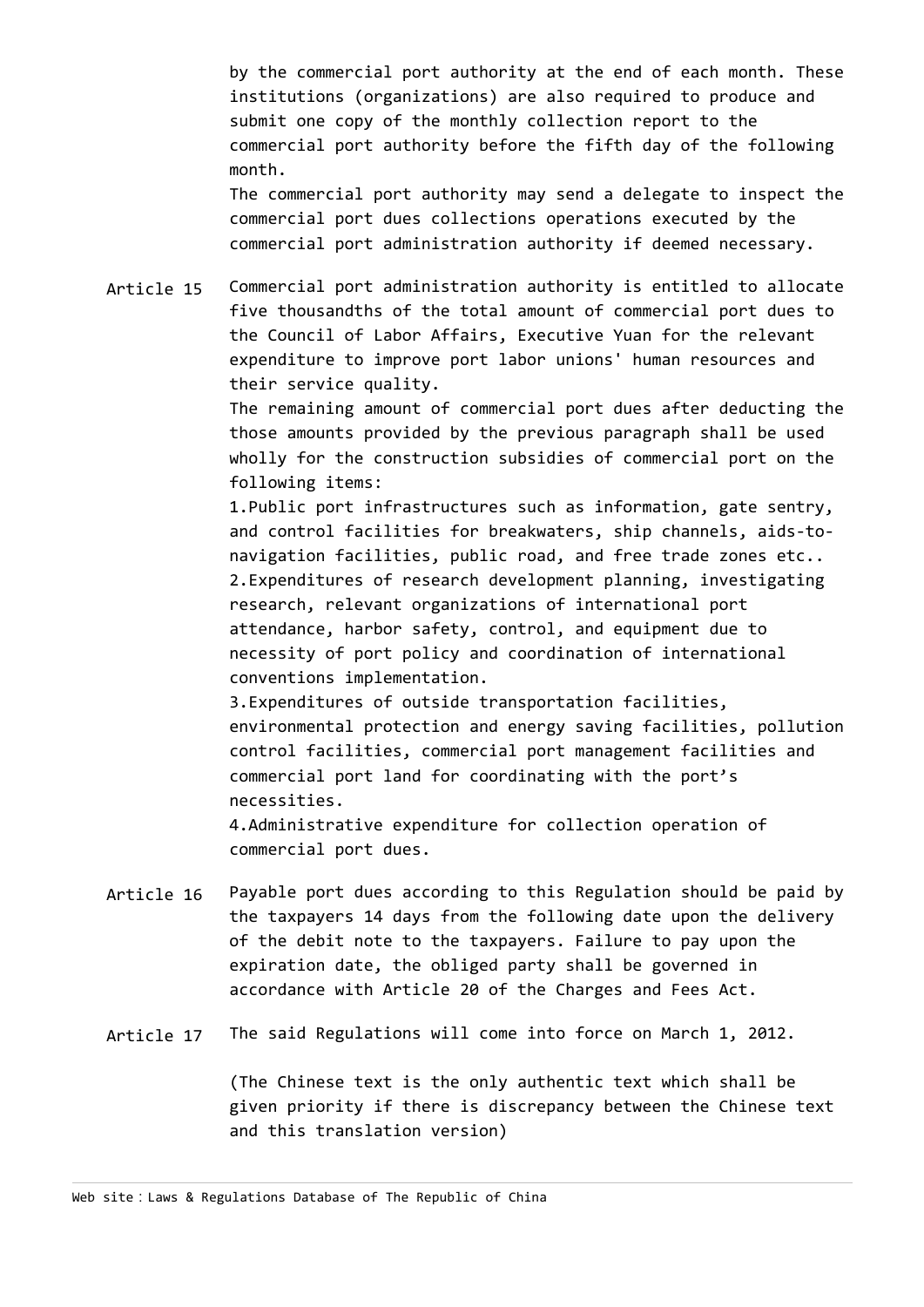by the commercial port authority at the end of each month. These institutions (organizations) are also required to produce and submit one copy of the monthly collection report to the commercial port authority before the fifth day of the following month.

The commercial port authority may send a delegate to inspect the commercial port dues collections operations executed by the commercial port administration authority if deemed necessary.

**Article 15** Commercial port administration authority is entitled to allocate five thousandths of the total amount of commercial port dues to the Council of Labor Affairs, Executive Yuan for the relevant expenditure to improve port labor unions' human resources and their service quality.

The remaining amount of commercial port dues after deducting the those amounts provided by the previous paragraph shall be used wholly for the construction subsidies of commercial port on the following items:

1.Public port infrastructures such as information, gate sentry, and control facilities for breakwaters, ship channels, aids-to-navigation facilities, public road, and free trade zones etc..

2.Expenditures of research development planning, investigating research, relevant organizations of international port attendance, harbor safety, control, and equipment due to necessity of port policy and coordination of international conventions implementation.

3.Expenditures of outside transportation facilities, environmental protection and energy saving facilities, pollution control facilities, commercial port management facilities and commercial port land for coordinating with the port's necessities.

4.Administrative expenditure for collection operation of commercial port dues.

**Article 16** Payable port dues according to this Regulation should be paid by the taxpayers 14 days from the following date upon the delivery of the debit note to the taxpayers. Failure to pay upon the expiration date, the obliged party shall be governed in accordance with Article 20 of the Charges and Fees Act.

**Article 17** The said Regulations will come into force on March 1, 2012.

(The Chinese text is the only authentic text which shall be given priority if there is discrepancy between the Chinese text and this translation version)